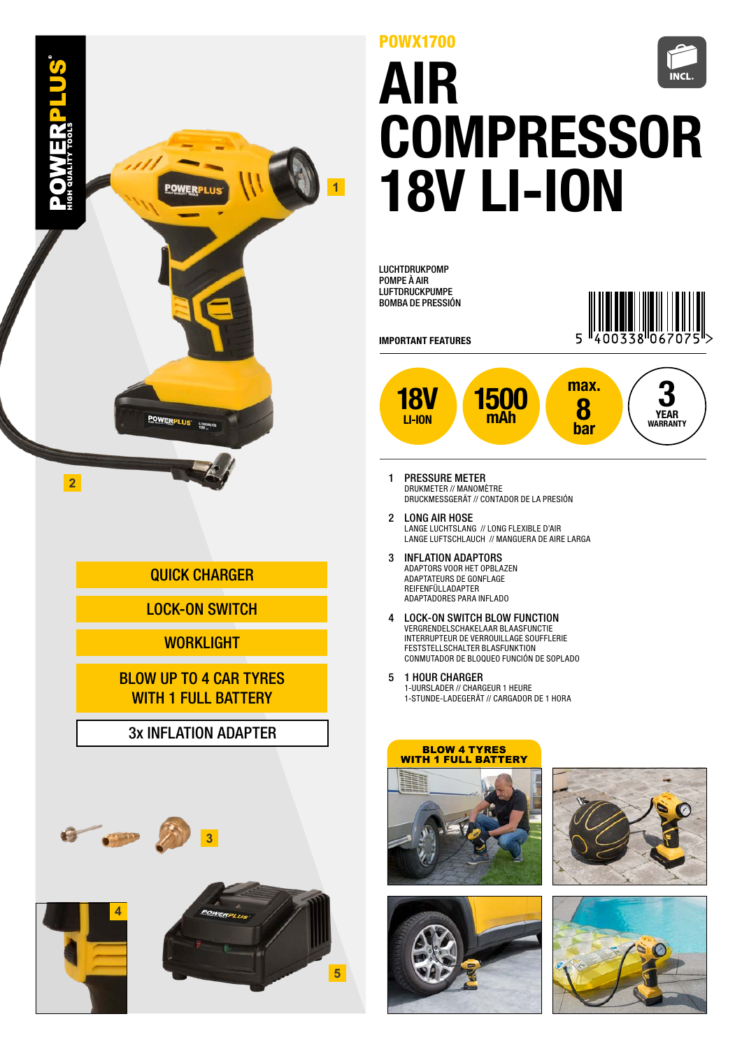POWX1700

# AIR COMPRESSOR 18V LI-ION

LUCHTDRUKPOMP
POMPE À AIR
LUFTDRUCKPUMPE
BOMBA DE PRESIÓN

INCL.

5 400338 067075

**IMPORTANT FEATURES**

- 18V LI-ION
- 1500 mAh
- max. 8 bar
- 3 YEAR WARRANTY

1. **PRESSURE METER**
   DRUKMETER // MANOMÈTRE
   DRUCKMESSGERÄT // CONTADOR DE LA PRESIÓN
2. **LONG AIR HOSE**
   LANGE LUCHTSLANG // LONG FLEXIBLE D'AIR
   LANGE LUFTSCHLAUCH // MANGUERA DE AIRE LARGA
3. **INFLATION ADAPTORS**
   ADAPTORS VOOR HET OPBLAZEN
   ADAPTATEURS DE GONFLAGE
   REIFENFÜLLADAPTER
   ADAPTADORES PARA INFLADO
4. **LOCK-ON SWITCH BLOW FUNCTION**
   VERGRENDELSCHAKELAAR BLAASFUNCTIE
   INTERRUPTEUR DE VERROUILLAGE SOUFFLERIE
   FESTSTELLSCHALTER BLASFUNKTION
   CONMUTADOR DE BLOQUEO FUNCIÓN DE SOPLADO
5. **1 HOUR CHARGER**
   1-UURSLADER // CHARGEUR 1 HEURE
   1-STUNDE-LADEGERÄT // CARGADOR DE 1 HORA

QUICK CHARGER

LOCK-ON SWITCH

WORKLIGHT

BLOW UP TO 4 CAR TYRES WITH 1 FULL BATTERY

3x INFLATION ADAPTER

BLOW 4 TYRES WITH 1 FULL BATTERY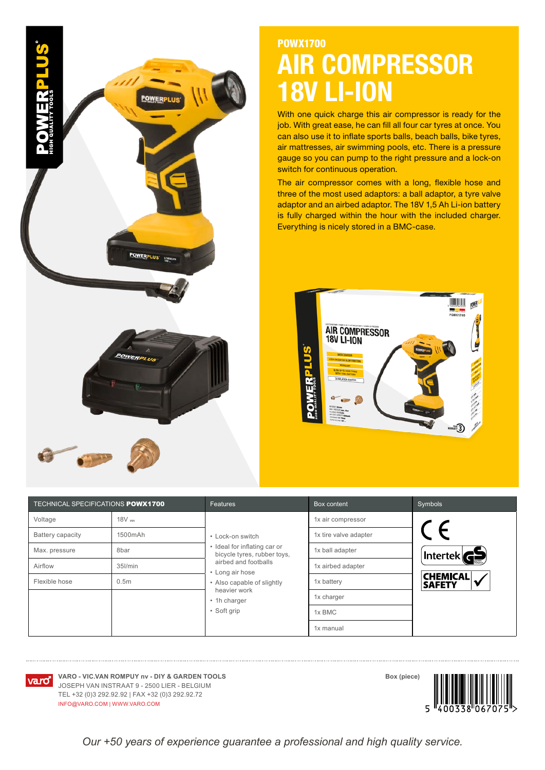POWX1700

# AIR COMPRESSOR 18V LI-ION

With one quick charge this air compressor is ready for the job. With great ease, he can fill all four car tyres at once. You can also use it to inflate sports balls, beach balls, bike tyres, air mattresses, air swimming pools, etc. There is a pressure gauge so you can pump to the right pressure and a lock-on switch for continuous operation.

The air compressor comes with a long, flexible hose and three of the most used adaptors: a ball adaptor, a tyre valve adaptor and an airbed adaptor. The 18V 1,5 Ah Li-ion battery is fully charged within the hour with the included charger. Everything is nicely stored in a BMC-case.

| TECHNICAL SPECIFICATIONS **POWX1700** | | Features | Box content | Symbols |
|---|---|---|---|---|
| Voltage | 18V ⎓ | • Lock-on switch<br>• Ideal for inflating car or bicycle tyres, rubber toys, airbed and footballs<br>• Long air hose<br>• Also capable of slightly heavier work<br>• 1h charger<br>• Soft grip | 1x air compressor | CE<br>Intertek GS<br>CHEMICAL SAFETY |
| Battery capacity | 1500mAh | | 1x tire valve adapter | |
| Max. pressure | 8bar | | 1x ball adapter | |
| Airflow | 35l/min | | 1x airbed adapter | |
| Flexible hose | 0.5m | | 1x battery | |
| | | | 1x charger | |
| | | | 1x BMC | |
| | | | 1x manual | |

**VARO - VIC.VAN ROMPUY nv - DIY & GARDEN TOOLS**
JOSEPH VAN INSTRAAT 9 - 2500 LIER - BELGIUM
TEL +32 (0)3 292.92.92 | FAX +32 (0)3 292.92.72
INFO@VARO.COM | WWW.VARO.COM

**Box (piece)**
5 400338 067075

*Our +50 years of experience guarantee a professional and high quality service.*